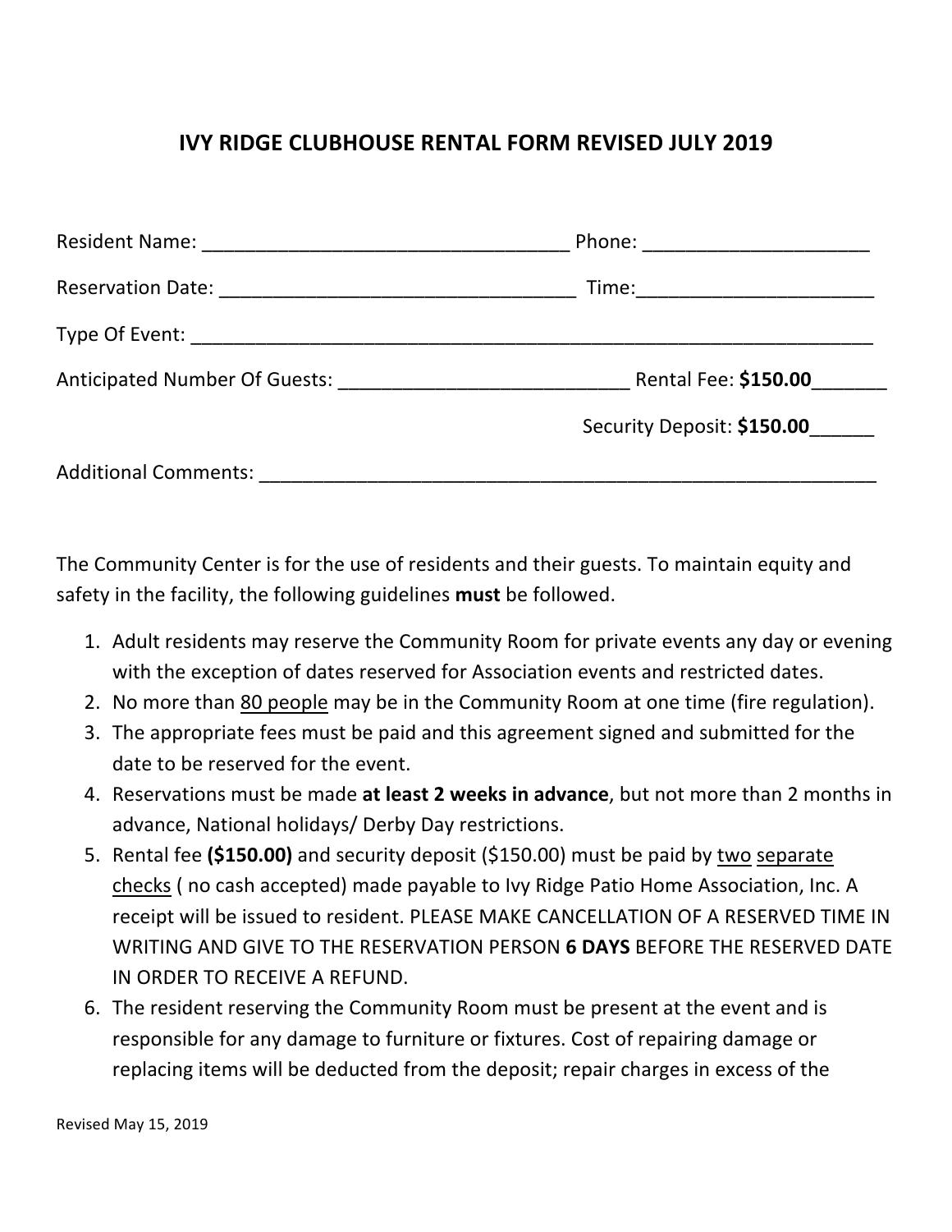# IVY RIDGE CLUBHOUSE RENTAL FORM REVISED JULY 2019

Resident Name: ___________________________________ Phone: _____________________

Reservation Date: _________________________________ Time:______________________

Type Of Event: ___________________________________________________________________

Anticipated Number Of Guests: ___________________________ Rental Fee: **$150.00**_______

Security Deposit: **$150.00**______

Additional Comments: ___________________________________________________________

The Community Center is for the use of residents and their guests. To maintain equity and safety in the facility, the following guidelines **must** be followed.

1. Adult residents may reserve the Community Room for private events any day or evening with the exception of dates reserved for Association events and restricted dates.
2. No more than <u>80 people</u> may be in the Community Room at one time (fire regulation).
3. The appropriate fees must be paid and this agreement signed and submitted for the date to be reserved for the event.
4. Reservations must be made **at least 2 weeks in advance**, but not more than 2 months in advance, National holidays/ Derby Day restrictions.
5. Rental fee **($150.00)** and security deposit ($150.00) must be paid by <u>two</u> <u>separate checks</u> ( no cash accepted) made payable to Ivy Ridge Patio Home Association, Inc. A receipt will be issued to resident. PLEASE MAKE CANCELLATION OF A RESERVED TIME IN WRITING AND GIVE TO THE RESERVATION PERSON **6 DAYS** BEFORE THE RESERVED DATE IN ORDER TO RECEIVE A REFUND.
6. The resident reserving the Community Room must be present at the event and is responsible for any damage to furniture or fixtures. Cost of repairing damage or replacing items will be deducted from the deposit; repair charges in excess of the

Revised May 15, 2019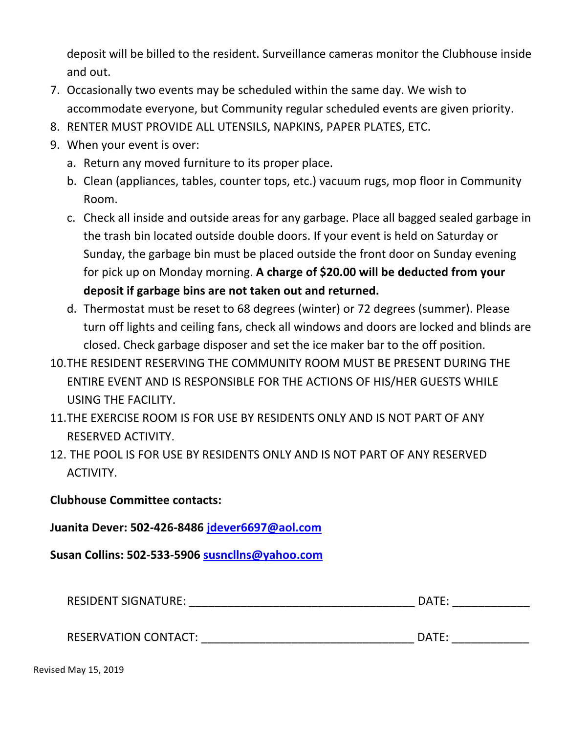deposit will be billed to the resident. Surveillance cameras monitor the Clubhouse inside and out.

7. Occasionally two events may be scheduled within the same day. We wish to accommodate everyone, but Community regular scheduled events are given priority.
8. RENTER MUST PROVIDE ALL UTENSILS, NAPKINS, PAPER PLATES, ETC.
9. When your event is over:
   a. Return any moved furniture to its proper place.
   b. Clean (appliances, tables, counter tops, etc.) vacuum rugs, mop floor in Community Room.
   c. Check all inside and outside areas for any garbage. Place all bagged sealed garbage in the trash bin located outside double doors. If your event is held on Saturday or Sunday, the garbage bin must be placed outside the front door on Sunday evening for pick up on Monday morning. **A charge of $20.00 will be deducted from your deposit if garbage bins are not taken out and returned.**
   d. Thermostat must be reset to 68 degrees (winter) or 72 degrees (summer). Please turn off lights and ceiling fans, check all windows and doors are locked and blinds are closed. Check garbage disposer and set the ice maker bar to the off position.
10. THE RESIDENT RESERVING THE COMMUNITY ROOM MUST BE PRESENT DURING THE ENTIRE EVENT AND IS RESPONSIBLE FOR THE ACTIONS OF HIS/HER GUESTS WHILE USING THE FACILITY.
11. THE EXERCISE ROOM IS FOR USE BY RESIDENTS ONLY AND IS NOT PART OF ANY RESERVED ACTIVITY.
12. THE POOL IS FOR USE BY RESIDENTS ONLY AND IS NOT PART OF ANY RESERVED ACTIVITY.

**Clubhouse Committee contacts:**

**Juanita Dever: 502-426-8486** [jdever6697@aol.com](mailto:jdever6697@aol.com)

**Susan Collins: 502-533-5906** [susncllns@yahoo.com](mailto:susncllns@yahoo.com)

RESIDENT SIGNATURE: ___________________________________ DATE: ____________

RESERVATION CONTACT: _________________________________ DATE: ____________

Revised May 15, 2019